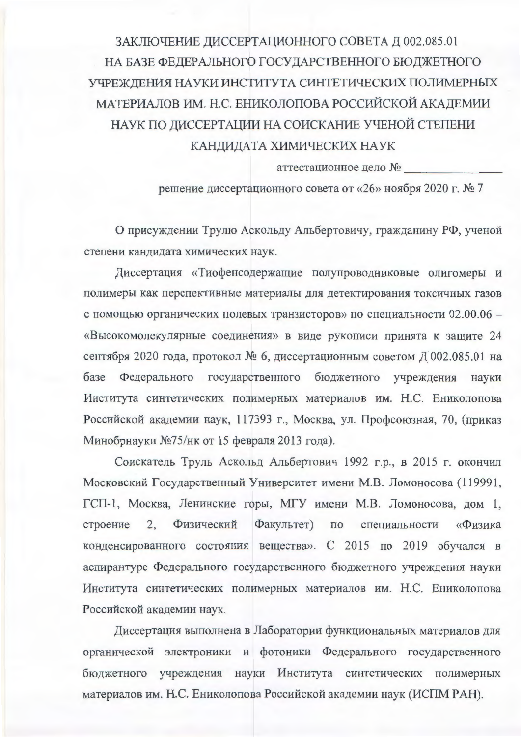# ЗАКЛЮЧЕНИЕ ДИССЕРТАЦИОННОГО СОВЕТА Д 002.085.01 НА БАЗЕ ФЕДЕРАЛЬНОГО ГОСУДАРСТВЕННОГО БЮДЖЕТНОГО УЧРЕЖДЕНИЯ НАУКИ ИНСТИТУТА СИНТЕТИЧЕСКИХ ПОЛИМЕРНЫХ МАТЕРИАЛОВ ИМ. Н.С. ЕНИКОЛОПОВА РОССИЙСКОЙ АКАДЕМИИ НАУК ПО ДИССЕРТАЦИИ НА СОИСКАНИЕ УЧЕНОЙ СТЕПЕНИ КАНДИДАТА ХИМИЧЕСКИХ НАУК

аттестационное дело № _________________

решение диссертационного совета от «26» ноября 2020 г. № 7

О присуждении Трулю Аскольду Альбертовичу, гражданину РФ, ученой степени кандидата химических наук.

Диссертация «Тиофенсодержащие полупроводниковые олигомеры и полимеры как перспективные материалы для детектирования токсичных газов с помощью органических полевых транзисторов» по специальности 02.00.06 – «Высокомолекулярные соединения» в виде рукописи принята к защите 24 сентября 2020 года, протокол № 6, диссертационным советом Д 002.085.01 на базе Федерального государственного бюджетного учреждения науки Института синтетических полимерных материалов им. Н.С. Ениколопова Российской академии наук, 117393 г., Москва, ул. Профсоюзная, 70, (приказ Минобрнауки №75/нк от 15 февраля 2013 года).

Соискатель Труль Аскольд Альбертович 1992 г.р., в 2015 г. окончил Московский Государственный Университет имени М.В. Ломоносова (119991, ГСП-1, Москва, Ленинские горы, МГУ имени М.В. Ломоносова, дом 1, строение 2, Физический Факультет) по специальности «Физика конденсированного состояния вещества». С 2015 по 2019 обучался в аспирантуре Федерального государственного бюджетного учреждения науки Института синтетических полимерных материалов им. Н.С. Ениколопова Российской академии наук.

Диссертация выполнена в Лаборатории функциональных материалов для органической электроники и фотоники Федерального государственного бюджетного учреждения науки Института синтетических полимерных материалов им. Н.С. Ениколопова Российской академии наук (ИСПМ РАН).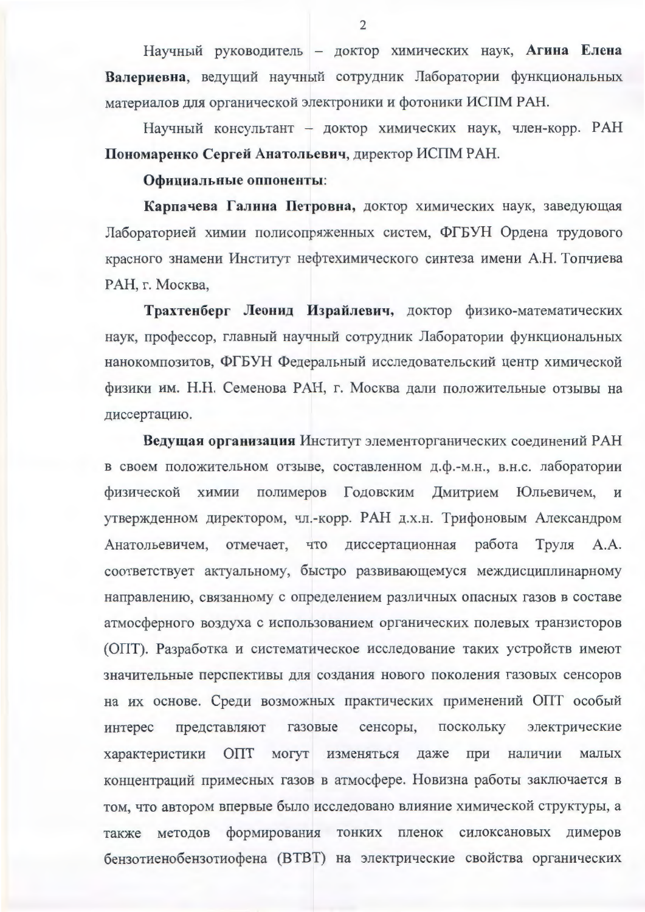Научный руководитель – доктор химических наук, **Агина Елена Валериевна**, ведущий научный сотрудник Лаборатории функциональных материалов для органической электроники и фотоники ИСПМ РАН.

Научный консультант – доктор химических наук, член-корр. РАН **Пономаренко Сергей Анатольевич**, директор ИСПМ РАН.

**Официальные оппоненты**:

**Карпачева Галина Петровна,** доктор химических наук, заведующая Лабораторией химии полисопряженных систем, ФГБУН Ордена трудового красного знамени Институт нефтехимического синтеза имени А.Н. Топчиева РАН, г. Москва,

**Трахтенберг Леонид Израйлевич,** доктор физико-математических наук, профессор, главный научный сотрудник Лаборатории функциональных нанокомпозитов, ФГБУН Федеральный исследовательский центр химической физики им. Н.Н. Семенова РАН, г. Москва дали положительные отзывы на диссертацию.

**Ведущая организация** Институт элементорганических соединений РАН в своем положительном отзыве, составленном д.ф.-м.н., в.н.с. лаборатории физической химии полимеров Годовским Дмитрием Юльевичем, и утвержденном директором, чл.-корр. РАН д.х.н. Трифоновым Александром Анатольевичем, отмечает, что диссертационная работа Труля А.А. соответствует актуальному, быстро развивающемуся междисциплинарному направлению, связанному с определением различных опасных газов в составе атмосферного воздуха с использованием органических полевых транзисторов (ОПТ). Разработка и систематическое исследование таких устройств имеют значительные перспективы для создания нового поколения газовых сенсоров на их основе. Среди возможных практических применений ОПТ особый интерес представляют газовые сенсоры, поскольку электрические характеристики ОПТ могут изменяться даже при наличии малых концентраций примесных газов в атмосфере. Новизна работы заключается в том, что автором впервые было исследовано влияние химической структуры, а также методов формирования тонких пленок силоксановых димеров бензотиенобензотиофена (BTBT) на электрические свойства органических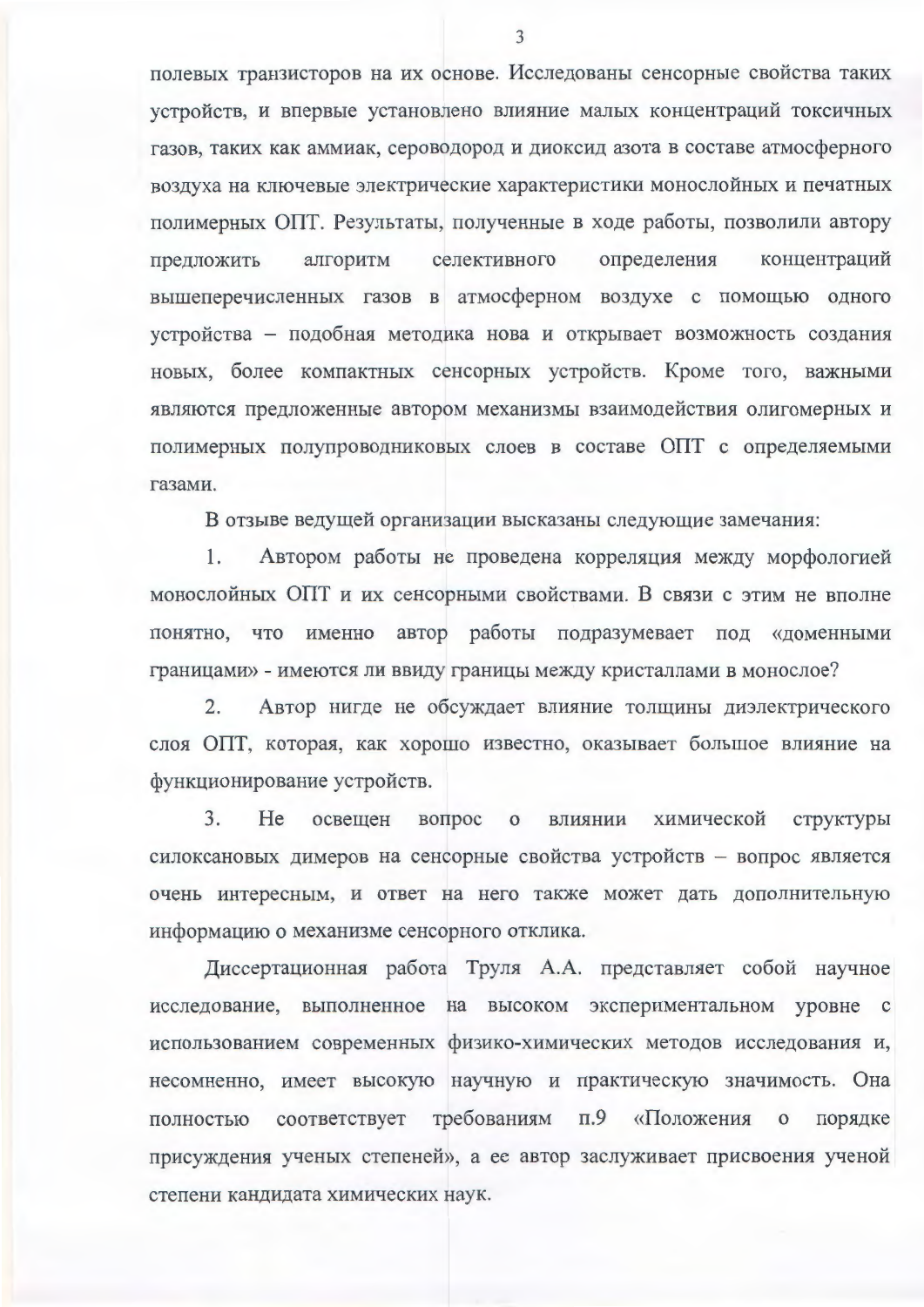полевых транзисторов на их основе. Исследованы сенсорные свойства таких устройств, и впервые установлено влияние малых концентраций токсичных газов, таких как аммиак, сероводород и диоксид азота в составе атмосферного воздуха на ключевые электрические характеристики монослойных и печатных полимерных ОПТ. Результаты, полученные в ходе работы, позволили автору предложить алгоритм селективного определения концентраций вышеперечисленных газов в атмосферном воздухе с помощью одного устройства – подобная методика нова и открывает возможность создания новых, более компактных сенсорных устройств. Кроме того, важными являются предложенные автором механизмы взаимодействия олигомерных и полимерных полупроводниковых слоев в составе ОПТ с определяемыми газами.

В отзыве ведущей организации высказаны следующие замечания:

1. Автором работы не проведена корреляция между морфологией монослойных ОПТ и их сенсорными свойствами. В связи с этим не вполне понятно, что именно автор работы подразумевает под «доменными границами» - имеются ли ввиду границы между кристаллами в монослое?

2. Автор нигде не обсуждает влияние толщины диэлектрического слоя ОПТ, которая, как хорошо известно, оказывает большое влияние на функционирование устройств.

3. Не освещен вопрос о влиянии химической структуры силоксановых димеров на сенсорные свойства устройств – вопрос является очень интересным, и ответ на него также может дать дополнительную информацию о механизме сенсорного отклика.

Диссертационная работа Труля А.А. представляет собой научное исследование, выполненное на высоком экспериментальном уровне с использованием современных физико-химических методов исследования и, несомненно, имеет высокую научную и практическую значимость. Она полностью соответствует требованиям п.9 «Положения о порядке присуждения ученых степеней», а ее автор заслуживает присвоения ученой степени кандидата химических наук.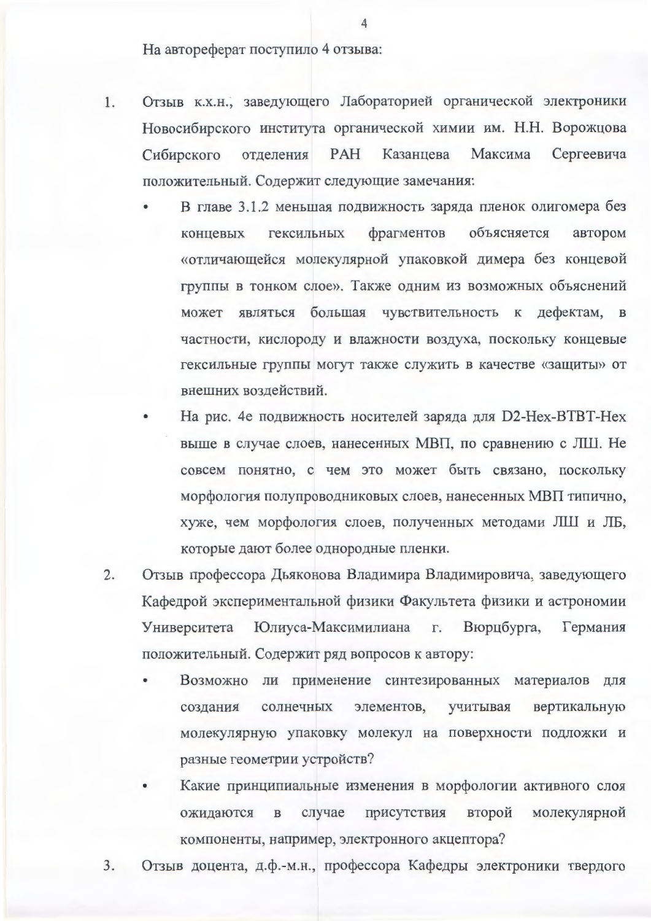На автореферат поступило 4 отзыва:

1. Отзыв к.х.н., заведующего Лабораторией органической электроники Новосибирского института органической химии им. Н.Н. Ворожцова Сибирского отделения РАН Казанцева Максима Сергеевича положительный. Содержит следующие замечания:
   - В главе 3.1.2 меньшая подвижность заряда пленок олигомера без концевых гексильных фрагментов объясняется автором «отличающейся молекулярной упаковкой димера без концевой группы в тонком слое». Также одним из возможных объяснений может являться большая чувствительность к дефектам, в частности, кислороду и влажности воздуха, поскольку концевые гексильные группы могут также служить в качестве «защиты» от внешних воздействий.
   - На рис. 4е подвижность носителей заряда для D2-Hex-BTBT-Hex выше в случае слоев, нанесенных МВП, по сравнению с ЛШ. Не совсем понятно, с чем это может быть связано, поскольку морфология полупроводниковых слоев, нанесенных МВП типично, хуже, чем морфология слоев, полученных методами ЛШ и ЛБ, которые дают более однородные пленки.
2. Отзыв профессора Дьяконова Владимира Владимировича, заведующего Кафедрой экспериментальной физики Факультета физики и астрономии Университета Юлиуса-Максимилиана г. Вюрцбурга, Германия положительный. Содержит ряд вопросов к автору:
   - Возможно ли применение синтезированных материалов для создания солнечных элементов, учитывая вертикальную молекулярную упаковку молекул на поверхности подложки и разные геометрии устройств?
   - Какие принципиальные изменения в морфологии активного слоя ожидаются в случае присутствия второй молекулярной компоненты, например, электронного акцептора?
3. Отзыв доцента, д.ф.-м.н., профессора Кафедры электроники твердого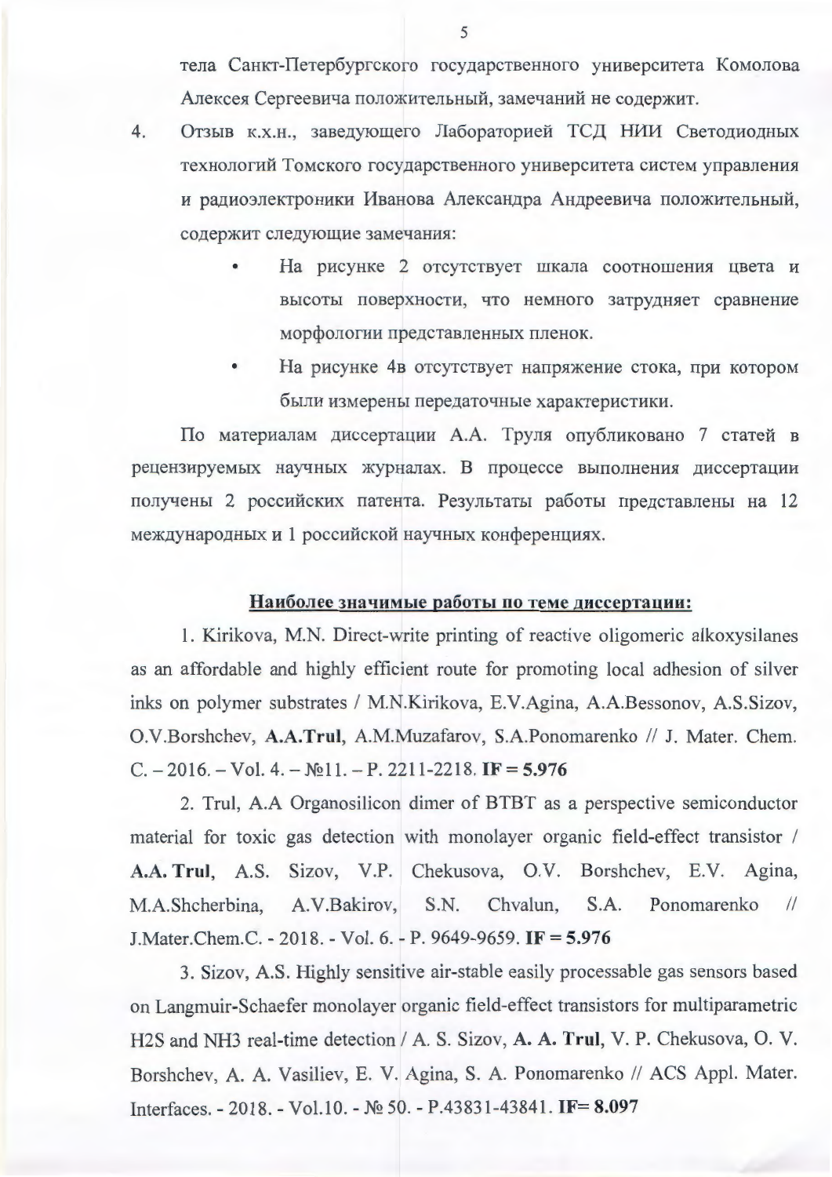тела Санкт-Петербургского государственного университета Комолова Алексея Сергеевича положительный, замечаний не содержит.

4. Отзыв к.х.н., заведующего Лабораторией ТСД НИИ Светодиодных технологий Томского государственного университета систем управления и радиоэлектроники Иванова Александра Андреевича положительный, содержит следующие замечания:

   - На рисунке 2 отсутствует шкала соотношения цвета и высоты поверхности, что немного затрудняет сравнение морфологии представленных пленок.
   - На рисунке 4в отсутствует напряжение стока, при котором были измерены передаточные характеристики.

По материалам диссертации А.А. Труля опубликовано 7 статей в рецензируемых научных журналах. В процессе выполнения диссертации получены 2 российских патента. Результаты работы представлены на 12 международных и 1 российской научных конференциях.

**Наиболее значимые работы по теме диссертации:**

1. Kirikova, M.N. Direct-write printing of reactive oligomeric alkoxysilanes as an affordable and highly efficient route for promoting local adhesion of silver inks on polymer substrates / M.N.Kirikova, E.V.Agina, A.A.Bessonov, A.S.Sizov, O.V.Borshchev, **A.A.Trul**, A.M.Muzafarov, S.A.Ponomarenko // J. Mater. Chem. C. – 2016. – Vol. 4. – №11. – P. 2211-2218. **IF = 5.976**

2. Trul, A.A Organosilicon dimer of BTBT as a perspective semiconductor material for toxic gas detection with monolayer organic field-effect transistor / **A.A. Trul**, A.S. Sizov, V.P. Chekusova, O.V. Borshchev, E.V. Agina, M.A.Shcherbina, A.V.Bakirov, S.N. Chvalun, S.A. Ponomarenko // J.Mater.Chem.C. - 2018. - Vol. 6. - P. 9649-9659. **IF = 5.976**

3. Sizov, A.S. Highly sensitive air-stable easily processable gas sensors based on Langmuir-Schaefer monolayer organic field-effect transistors for multiparametric $H_2S$ and $NH_3$ real-time detection / A. S. Sizov, **A. A. Trul**, V. P. Chekusova, O. V. Borshchev, A. A. Vasiliev, E. V. Agina, S. A. Ponomarenko // ACS Appl. Mater. Interfaces. - 2018. - Vol.10. - № 50. - P.43831-43841. **IF= 8.097**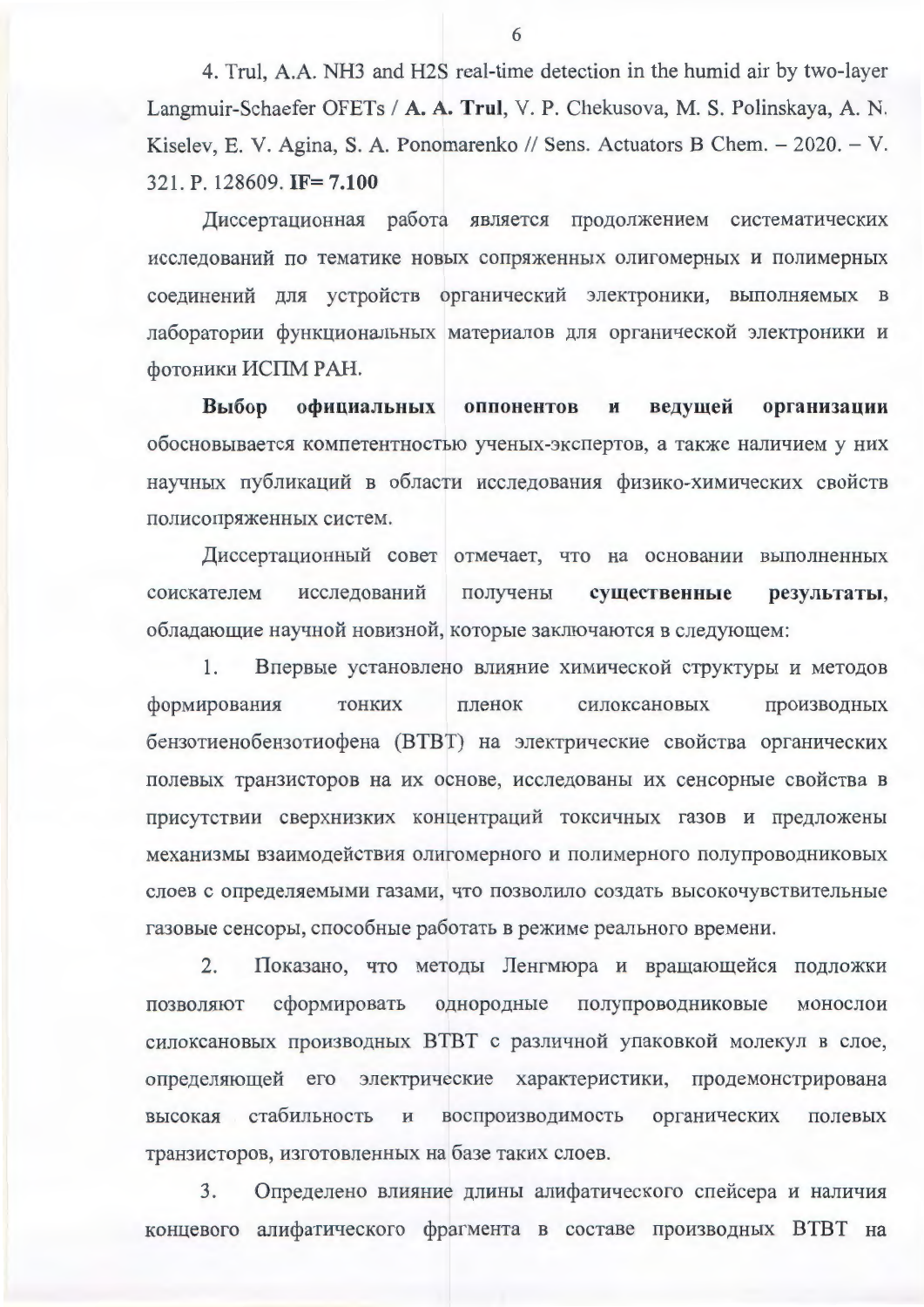4. Trul, A.A. NH3 and H2S real-time detection in the humid air by two-layer Langmuir-Schaefer OFETs / **A. A. Trul**, V. P. Chekusova, M. S. Polinskaya, A. N. Kiselev, E. V. Agina, S. A. Ponomarenko // Sens. Actuators B Chem. – 2020. – V. 321. P. 128609. **IF= 7.100**

Диссертационная работа является продолжением систематических исследований по тематике новых сопряженных олигомерных и полимерных соединений для устройств органический электроники, выполняемых в лаборатории функциональных материалов для органической электроники и фотоники ИСПМ РАН.

**Выбор официальных оппонентов и ведущей организации** обосновывается компетентностью ученых-экспертов, а также наличием у них научных публикаций в области исследования физико-химических свойств полисопряженных систем.

Диссертационный совет отмечает, что на основании выполненных соискателем исследований получены **существенные результаты**, обладающие научной новизной, которые заключаются в следующем:

1. Впервые установлено влияние химической структуры и методов формирования тонких пленок силоксановых производных бензотиенобензотиофена (BTBT) на электрические свойства органических полевых транзисторов на их основе, исследованы их сенсорные свойства в присутствии сверхнизких концентраций токсичных газов и предложены механизмы взаимодействия олигомерного и полимерного полупроводниковых слоев с определяемыми газами, что позволило создать высокочувствительные газовые сенсоры, способные работать в режиме реального времени.

2. Показано, что методы Ленгмюра и вращающейся подложки позволяют сформировать однородные полупроводниковые монослои силоксановых производных BTBT с различной упаковкой молекул в слое, определяющей его электрические характеристики, продемонстрирована высокая стабильность и воспроизводимость органических полевых транзисторов, изготовленных на базе таких слоев.

3. Определено влияние длины алифатического спейсера и наличия концевого алифатического фрагмента в составе производных BTBT на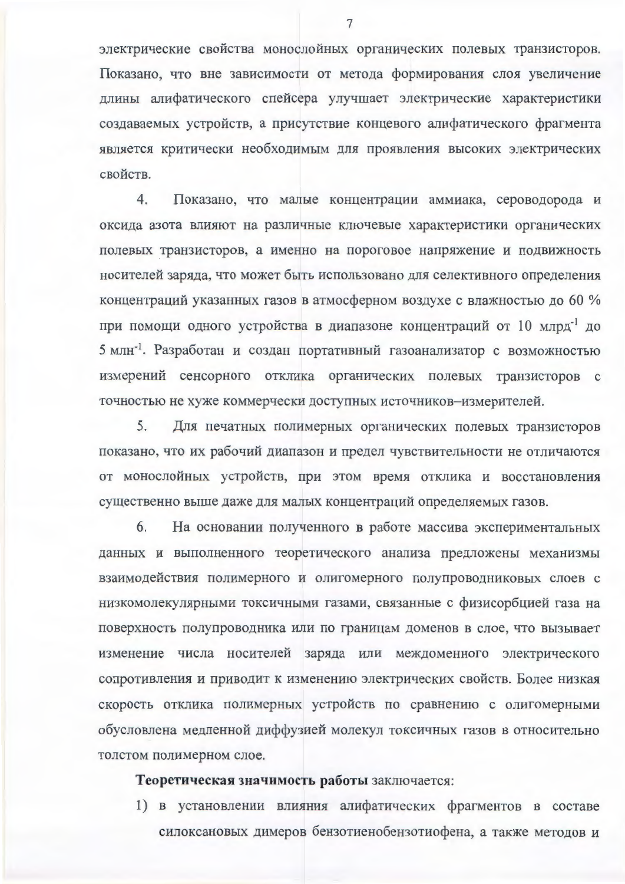электрические свойства монослойных органических полевых транзисторов. Показано, что вне зависимости от метода формирования слоя увеличение длины алифатического спейсера улучшает электрические характеристики создаваемых устройств, а присутствие концевого алифатического фрагмента является критически необходимым для проявления высоких электрических свойств.

4. Показано, что малые концентрации аммиака, сероводорода и оксида азота влияют на различные ключевые характеристики органических полевых транзисторов, а именно на пороговое напряжение и подвижность носителей заряда, что может быть использовано для селективного определения концентраций указанных газов в атмосферном воздухе с влажностью до 60 % при помощи одного устройства в диапазоне концентраций от 10 млрд$^{-1}$ до 5 млн$^{-1}$. Разработан и создан портативный газоанализатор с возможностью измерений сенсорного отклика органических полевых транзисторов с точностью не хуже коммерчески доступных источников–измерителей.

5. Для печатных полимерных органических полевых транзисторов показано, что их рабочий диапазон и предел чувствительности не отличаются от монослойных устройств, при этом время отклика и восстановления существенно выше даже для малых концентраций определяемых газов.

6. На основании полученного в работе массива экспериментальных данных и выполненного теоретического анализа предложены механизмы взаимодействия полимерного и олигомерного полупроводниковых слоев с низкомолекулярными токсичными газами, связанные с физисорбцией газа на поверхность полупроводника или по границам доменов в слое, что вызывает изменение числа носителей заряда или междоменного электрического сопротивления и приводит к изменению электрических свойств. Более низкая скорость отклика полимерных устройств по сравнению с олигомерными обусловлена медленной диффузией молекул токсичных газов в относительно толстом полимерном слое.

**Теоретическая значимость работы** заключается:

1) в установлении влияния алифатических фрагментов в составе силоксановых димеров бензотиенобензотиофена, а также методов и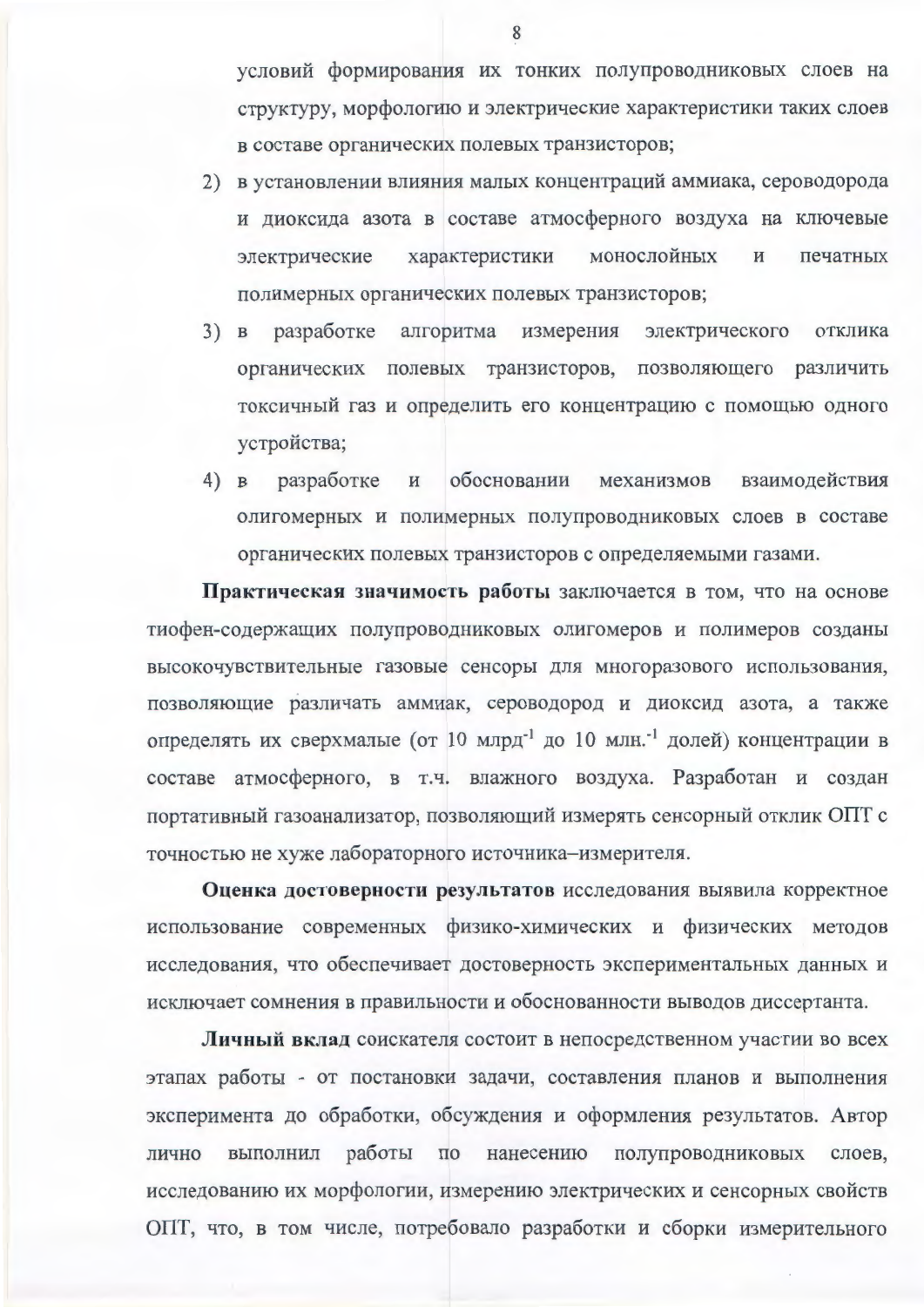условий формирования их тонких полупроводниковых слоев на структуру, морфологию и электрические характеристики таких слоев в составе органических полевых транзисторов;

2) в установлении влияния малых концентраций аммиака, сероводорода и диоксида азота в составе атмосферного воздуха на ключевые электрические характеристики монослойных и печатных полимерных органических полевых транзисторов;
3) в разработке алгоритма измерения электрического отклика органических полевых транзисторов, позволяющего различить токсичный газ и определить его концентрацию с помощью одного устройства;
4) в разработке и обосновании механизмов взаимодействия олигомерных и полимерных полупроводниковых слоев в составе органических полевых транзисторов с определяемыми газами.

**Практическая значимость работы** заключается в том, что на основе тиофен-содержащих полупроводниковых олигомеров и полимеров созданы высокочувствительные газовые сенсоры для многоразового использования, позволяющие различать аммиак, сероводород и диоксид азота, а также определять их сверхмалые (от 10 млрд$^{-1}$ до 10 млн.$^{-1}$ долей) концентрации в составе атмосферного, в т.ч. влажного воздуха. Разработан и создан портативный газоанализатор, позволяющий измерять сенсорный отклик ОПТ с точностью не хуже лабораторного источника–измерителя.

**Оценка достоверности результатов** исследования выявила корректное использование современных физико-химических и физических методов исследования, что обеспечивает достоверность экспериментальных данных и исключает сомнения в правильности и обоснованности выводов диссертанта.

**Личный вклад** соискателя состоит в непосредственном участии во всех этапах работы - от постановки задачи, составления планов и выполнения эксперимента до обработки, обсуждения и оформления результатов. Автор лично выполнил работы по нанесению полупроводниковых слоев, исследованию их морфологии, измерению электрических и сенсорных свойств ОПТ, что, в том числе, потребовало разработки и сборки измерительного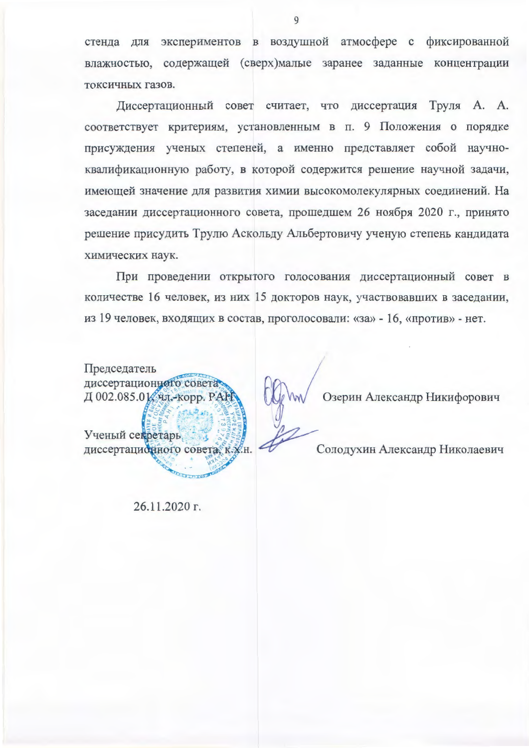стенда для экспериментов в воздушной атмосфере с фиксированной влажностью, содержащей (сверх)малые заранее заданные концентрации токсичных газов.

Диссертационный совет считает, что диссертация Труля А. А. соответствует критериям, установленным в п. 9 Положения о порядке присуждения ученых степеней, а именно представляет собой научно-квалификационную работу, в которой содержится решение научной задачи, имеющей значение для развития химии высокомолекулярных соединений. На заседании диссертационного совета, прошедшем 26 ноября 2020 г., принято решение присудить Трулю Аскольду Альбертовичу ученую степень кандидата химических наук.

При проведении открытого голосования диссертационный совет в количестве 16 человек, из них 15 докторов наук, участвовавших в заседании, из 19 человек, входящих в состав, проголосовали: «за» - 16, «против» - нет.

Председатель
диссертационного совета
Д 002.085.01, чл.-корр. РАН — Озерин Александр Никифорович

Ученый секретарь
диссертационного совета, к.х.н. — Солодухин Александр Николаевич

26.11.2020 г.